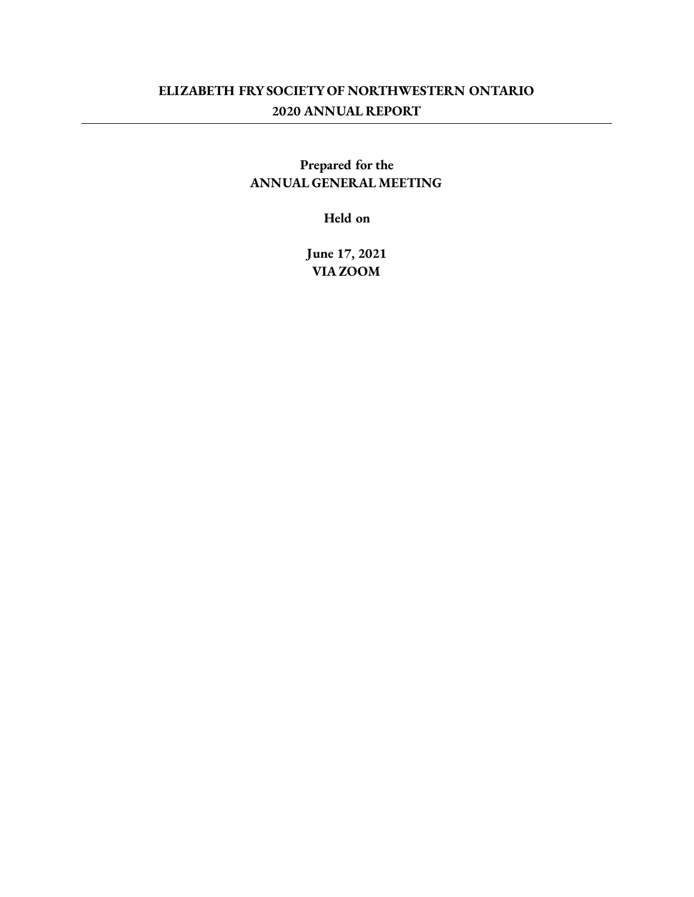# ELIZABETH FRY SOCIETY OF NORTHWESTERN ONTARIO
## 2020 ANNUAL REPORT

---

**Prepared for the**
**ANNUAL GENERAL MEETING**

**Held on**

**June 17, 2021**
**VIA ZOOM**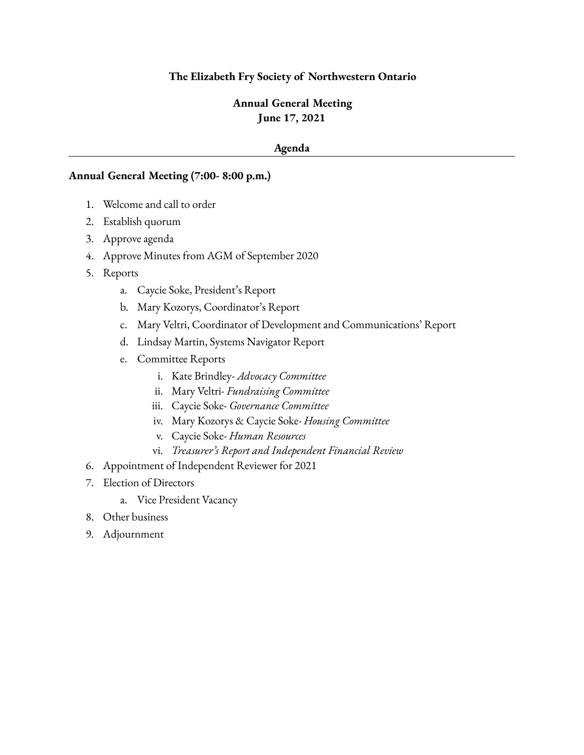**The Elizabeth Fry Society of Northwestern Ontario**

**Annual General Meeting**
**June 17, 2021**

**Agenda**

---

**Annual General Meeting (7:00- 8:00 p.m.)**

1. Welcome and call to order
2. Establish quorum
3. Approve agenda
4. Approve Minutes from AGM of September 2020
5. Reports
    a. Caycie Soke, President's Report
    b. Mary Kozorys, Coordinator's Report
    c. Mary Veltri, Coordinator of Development and Communications' Report
    d. Lindsay Martin, Systems Navigator Report
    e. Committee Reports
        i. Kate Brindley- *Advocacy Committee*
        ii. Mary Veltri- *Fundraising Committee*
        iii. Caycie Soke- *Governance Committee*
        iv. Mary Kozorys & Caycie Soke- *Housing Committee*
        v. Caycie Soke- *Human Resources*
        vi. *Treasurer's Report and Independent Financial Review*
6. Appointment of Independent Reviewer for 2021
7. Election of Directors
    a. Vice President Vacancy
8. Other business
9. Adjournment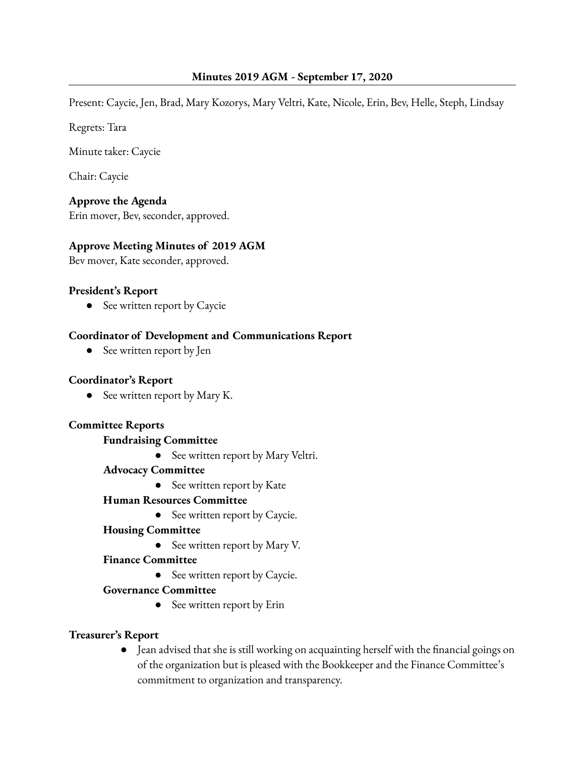**Minutes 2019 AGM - September 17, 2020**

Present: Caycie, Jen, Brad, Mary Kozorys, Mary Veltri, Kate, Nicole, Erin, Bev, Helle, Steph, Lindsay

Regrets: Tara

Minute taker: Caycie

Chair: Caycie

**Approve the Agenda**
Erin mover, Bev, seconder, approved.

**Approve Meeting Minutes of 2019 AGM**
Bev mover, Kate seconder, approved.

**President's Report**

- See written report by Caycie

**Coordinator of Development and Communications Report**

- See written report by Jen

**Coordinator's Report**

- See written report by Mary K.

**Committee Reports**

**Fundraising Committee**

- See written report by Mary Veltri.

**Advocacy Committee**

- See written report by Kate

**Human Resources Committee**

- See written report by Caycie.

**Housing Committee**

- See written report by Mary V.

**Finance Committee**

- See written report by Caycie.

**Governance Committee**

- See written report by Erin

**Treasurer's Report**

- Jean advised that she is still working on acquainting herself with the financial goings on of the organization but is pleased with the Bookkeeper and the Finance Committee's commitment to organization and transparency.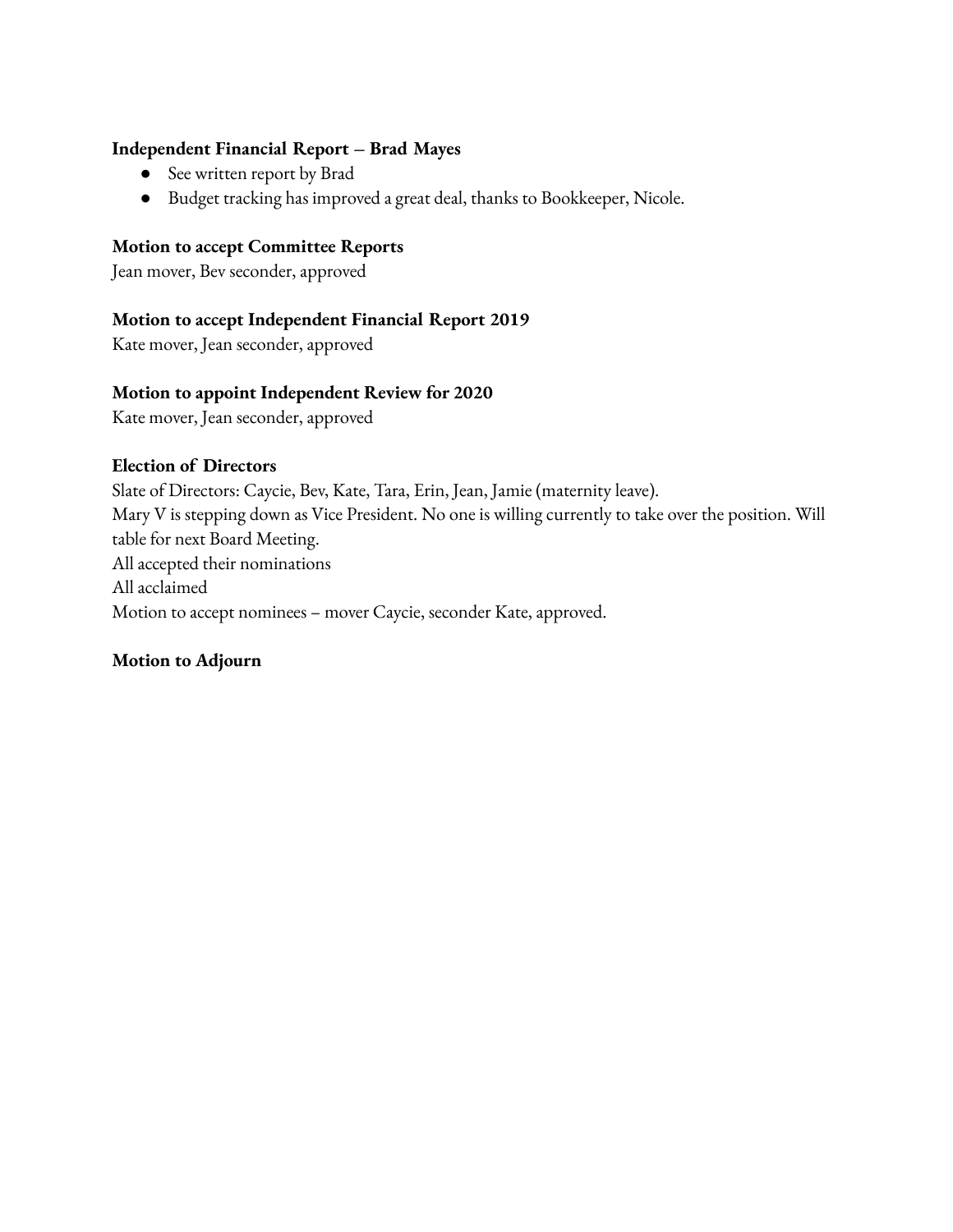**Independent Financial Report – Brad Mayes**

- See written report by Brad
- Budget tracking has improved a great deal, thanks to Bookkeeper, Nicole.

**Motion to accept Committee Reports**

Jean mover, Bev seconder, approved

**Motion to accept Independent Financial Report 2019**

Kate mover, Jean seconder, approved

**Motion to appoint Independent Review for 2020**

Kate mover, Jean seconder, approved

**Election of Directors**

Slate of Directors: Caycie, Bev, Kate, Tara, Erin, Jean, Jamie (maternity leave).
Mary V is stepping down as Vice President. No one is willing currently to take over the position. Will table for next Board Meeting.
All accepted their nominations
All acclaimed
Motion to accept nominees – mover Caycie, seconder Kate, approved.

**Motion to Adjourn**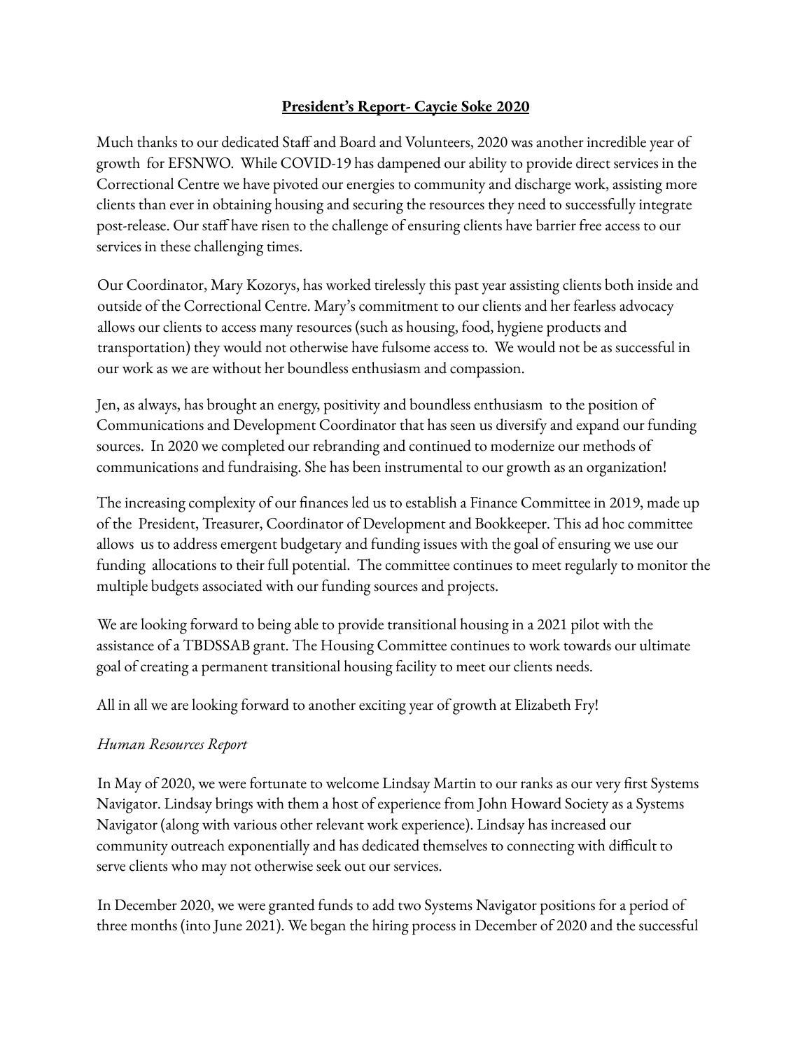## **President's Report- Caycie Soke 2020**

Much thanks to our dedicated Staff and Board and Volunteers, 2020 was another incredible year of growth for EFSNWO. While COVID-19 has dampened our ability to provide direct services in the Correctional Centre we have pivoted our energies to community and discharge work, assisting more clients than ever in obtaining housing and securing the resources they need to successfully integrate post-release. Our staff have risen to the challenge of ensuring clients have barrier free access to our services in these challenging times.

Our Coordinator, Mary Kozorys, has worked tirelessly this past year assisting clients both inside and outside of the Correctional Centre. Mary's commitment to our clients and her fearless advocacy allows our clients to access many resources (such as housing, food, hygiene products and transportation) they would not otherwise have fulsome access to. We would not be as successful in our work as we are without her boundless enthusiasm and compassion.

Jen, as always, has brought an energy, positivity and boundless enthusiasm to the position of Communications and Development Coordinator that has seen us diversify and expand our funding sources. In 2020 we completed our rebranding and continued to modernize our methods of communications and fundraising. She has been instrumental to our growth as an organization!

The increasing complexity of our finances led us to establish a Finance Committee in 2019, made up of the President, Treasurer, Coordinator of Development and Bookkeeper. This ad hoc committee allows us to address emergent budgetary and funding issues with the goal of ensuring we use our funding allocations to their full potential. The committee continues to meet regularly to monitor the multiple budgets associated with our funding sources and projects.

We are looking forward to being able to provide transitional housing in a 2021 pilot with the assistance of a TBDSSAB grant. The Housing Committee continues to work towards our ultimate goal of creating a permanent transitional housing facility to meet our clients needs.

All in all we are looking forward to another exciting year of growth at Elizabeth Fry!

*Human Resources Report*

In May of 2020, we were fortunate to welcome Lindsay Martin to our ranks as our very first Systems Navigator. Lindsay brings with them a host of experience from John Howard Society as a Systems Navigator (along with various other relevant work experience). Lindsay has increased our community outreach exponentially and has dedicated themselves to connecting with difficult to serve clients who may not otherwise seek out our services.

In December 2020, we were granted funds to add two Systems Navigator positions for a period of three months (into June 2021). We began the hiring process in December of 2020 and the successful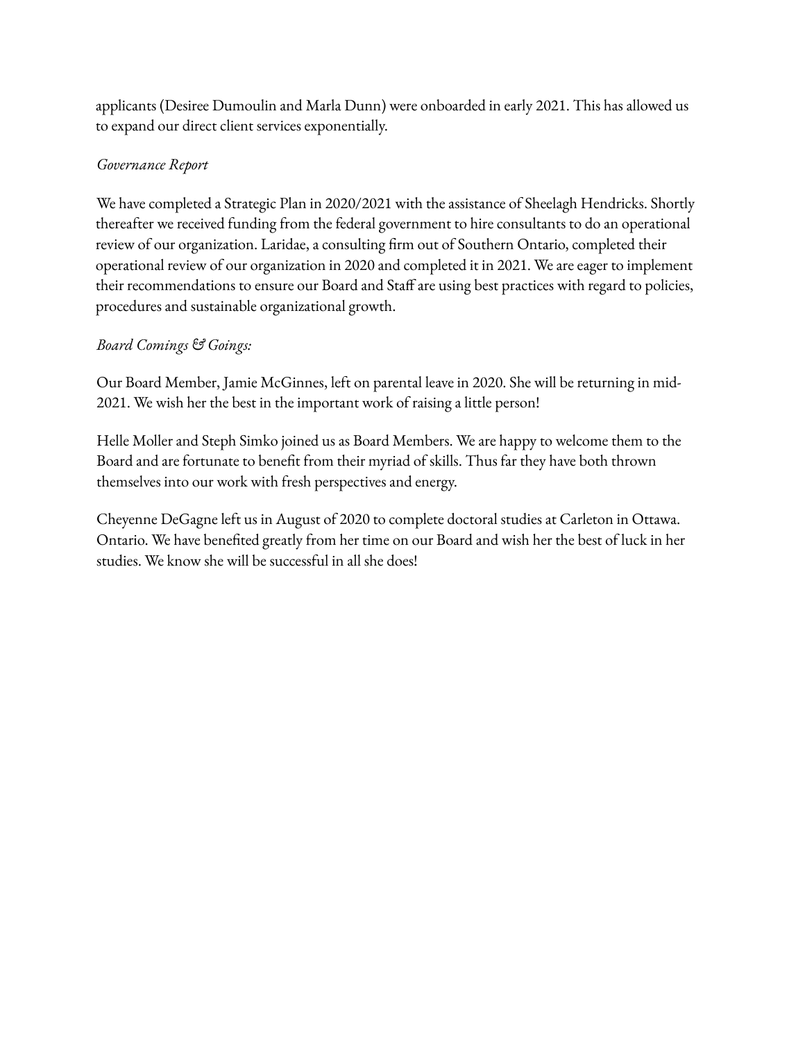applicants (Desiree Dumoulin and Marla Dunn) were onboarded in early 2021. This has allowed us to expand our direct client services exponentially.

*Governance Report*

We have completed a Strategic Plan in 2020/2021 with the assistance of Sheelagh Hendricks. Shortly thereafter we received funding from the federal government to hire consultants to do an operational review of our organization. Laridae, a consulting firm out of Southern Ontario, completed their operational review of our organization in 2020 and completed it in 2021. We are eager to implement their recommendations to ensure our Board and Staff are using best practices with regard to policies, procedures and sustainable organizational growth.

*Board Comings & Goings:*

Our Board Member, Jamie McGinnes, left on parental leave in 2020. She will be returning in mid-2021. We wish her the best in the important work of raising a little person!

Helle Moller and Steph Simko joined us as Board Members. We are happy to welcome them to the Board and are fortunate to benefit from their myriad of skills. Thus far they have both thrown themselves into our work with fresh perspectives and energy.

Cheyenne DeGagne left us in August of 2020 to complete doctoral studies at Carleton in Ottawa. Ontario. We have benefited greatly from her time on our Board and wish her the best of luck in her studies. We know she will be successful in all she does!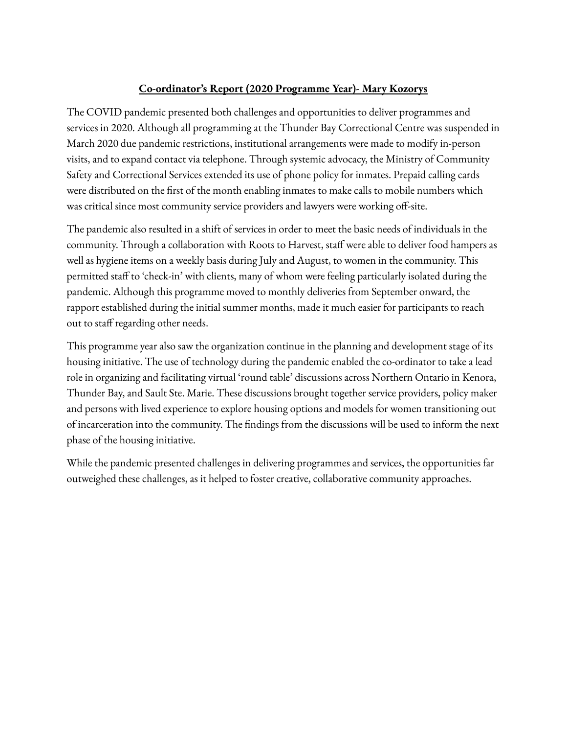**Co-ordinator's Report (2020 Programme Year)- Mary Kozorys**

The COVID pandemic presented both challenges and opportunities to deliver programmes and services in 2020. Although all programming at the Thunder Bay Correctional Centre was suspended in March 2020 due pandemic restrictions, institutional arrangements were made to modify in-person visits, and to expand contact via telephone. Through systemic advocacy, the Ministry of Community Safety and Correctional Services extended its use of phone policy for inmates. Prepaid calling cards were distributed on the first of the month enabling inmates to make calls to mobile numbers which was critical since most community service providers and lawyers were working off-site.

The pandemic also resulted in a shift of services in order to meet the basic needs of individuals in the community. Through a collaboration with Roots to Harvest, staff were able to deliver food hampers as well as hygiene items on a weekly basis during July and August, to women in the community. This permitted staff to 'check-in' with clients, many of whom were feeling particularly isolated during the pandemic. Although this programme moved to monthly deliveries from September onward, the rapport established during the initial summer months, made it much easier for participants to reach out to staff regarding other needs.

This programme year also saw the organization continue in the planning and development stage of its housing initiative. The use of technology during the pandemic enabled the co-ordinator to take a lead role in organizing and facilitating virtual 'round table' discussions across Northern Ontario in Kenora, Thunder Bay, and Sault Ste. Marie. These discussions brought together service providers, policy maker and persons with lived experience to explore housing options and models for women transitioning out of incarceration into the community. The findings from the discussions will be used to inform the next phase of the housing initiative.

While the pandemic presented challenges in delivering programmes and services, the opportunities far outweighed these challenges, as it helped to foster creative, collaborative community approaches.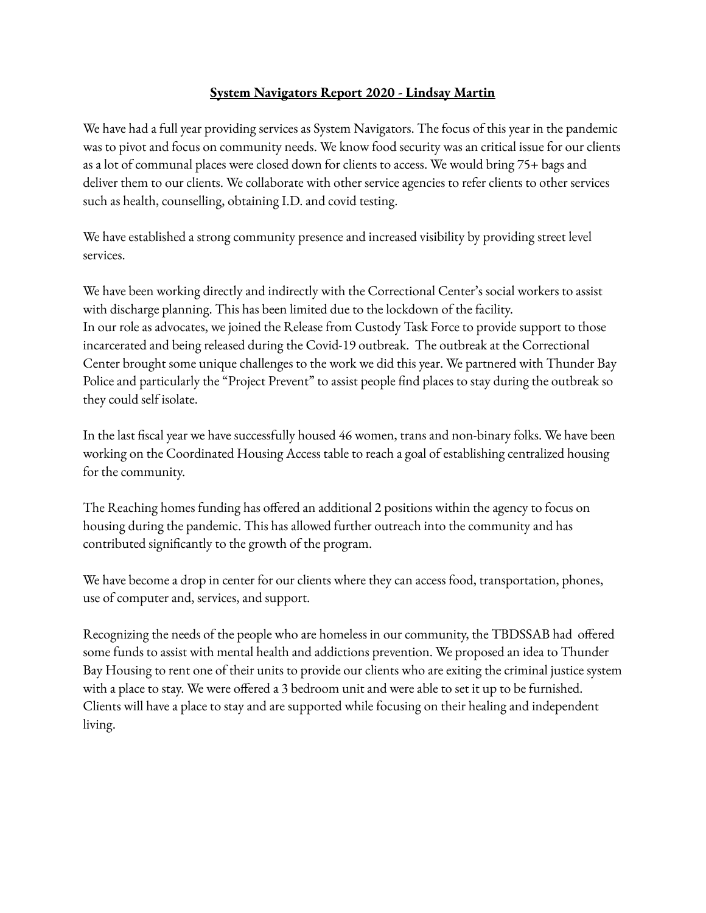## System Navigators Report 2020 - Lindsay Martin

We have had a full year providing services as System Navigators. The focus of this year in the pandemic was to pivot and focus on community needs. We know food security was an critical issue for our clients as a lot of communal places were closed down for clients to access. We would bring 75+ bags and deliver them to our clients. We collaborate with other service agencies to refer clients to other services such as health, counselling, obtaining I.D. and covid testing.

We have established a strong community presence and increased visibility by providing street level services.

We have been working directly and indirectly with the Correctional Center's social workers to assist with discharge planning. This has been limited due to the lockdown of the facility.
In our role as advocates, we joined the Release from Custody Task Force to provide support to those incarcerated and being released during the Covid-19 outbreak. The outbreak at the Correctional Center brought some unique challenges to the work we did this year. We partnered with Thunder Bay Police and particularly the "Project Prevent" to assist people find places to stay during the outbreak so they could self isolate.

In the last fiscal year we have successfully housed 46 women, trans and non-binary folks. We have been working on the Coordinated Housing Access table to reach a goal of establishing centralized housing for the community.

The Reaching homes funding has offered an additional 2 positions within the agency to focus on housing during the pandemic. This has allowed further outreach into the community and has contributed significantly to the growth of the program.

We have become a drop in center for our clients where they can access food, transportation, phones, use of computer and, services, and support.

Recognizing the needs of the people who are homeless in our community, the TBDSSAB had offered some funds to assist with mental health and addictions prevention. We proposed an idea to Thunder Bay Housing to rent one of their units to provide our clients who are exiting the criminal justice system with a place to stay. We were offered a 3 bedroom unit and were able to set it up to be furnished. Clients will have a place to stay and are supported while focusing on their healing and independent living.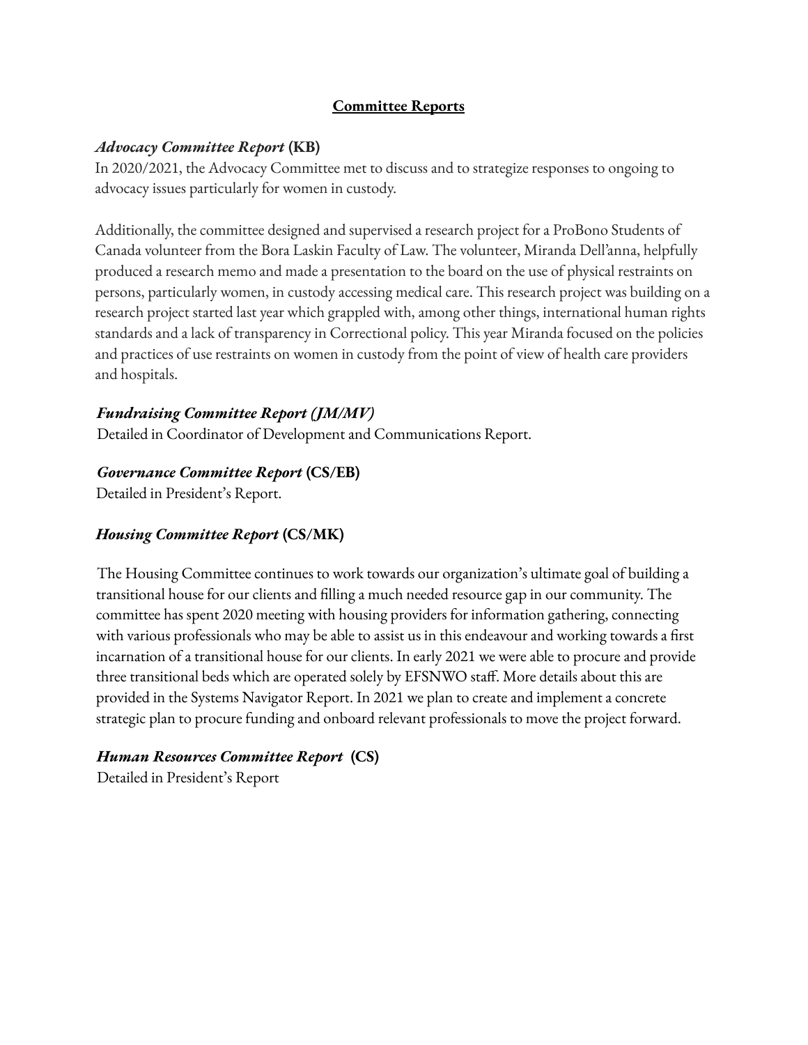## Committee Reports

### *Advocacy Committee Report* (KB)

In 2020/2021, the Advocacy Committee met to discuss and to strategize responses to ongoing to advocacy issues particularly for women in custody.

Additionally, the committee designed and supervised a research project for a ProBono Students of Canada volunteer from the Bora Laskin Faculty of Law. The volunteer, Miranda Dell'anna, helpfully produced a research memo and made a presentation to the board on the use of physical restraints on persons, particularly women, in custody accessing medical care. This research project was building on a research project started last year which grappled with, among other things, international human rights standards and a lack of transparency in Correctional policy. This year Miranda focused on the policies and practices of use restraints on women in custody from the point of view of health care providers and hospitals.

### *Fundraising Committee Report (JM/MV)*

Detailed in Coordinator of Development and Communications Report.

### *Governance Committee Report* (CS/EB)

Detailed in President's Report.

### *Housing Committee Report* (CS/MK)

The Housing Committee continues to work towards our organization's ultimate goal of building a transitional house for our clients and filling a much needed resource gap in our community. The committee has spent 2020 meeting with housing providers for information gathering, connecting with various professionals who may be able to assist us in this endeavour and working towards a first incarnation of a transitional house for our clients. In early 2021 we were able to procure and provide three transitional beds which are operated solely by EFSNWO staff. More details about this are provided in the Systems Navigator Report. In 2021 we plan to create and implement a concrete strategic plan to procure funding and onboard relevant professionals to move the project forward.

### *Human Resources Committee Report* (CS)

Detailed in President's Report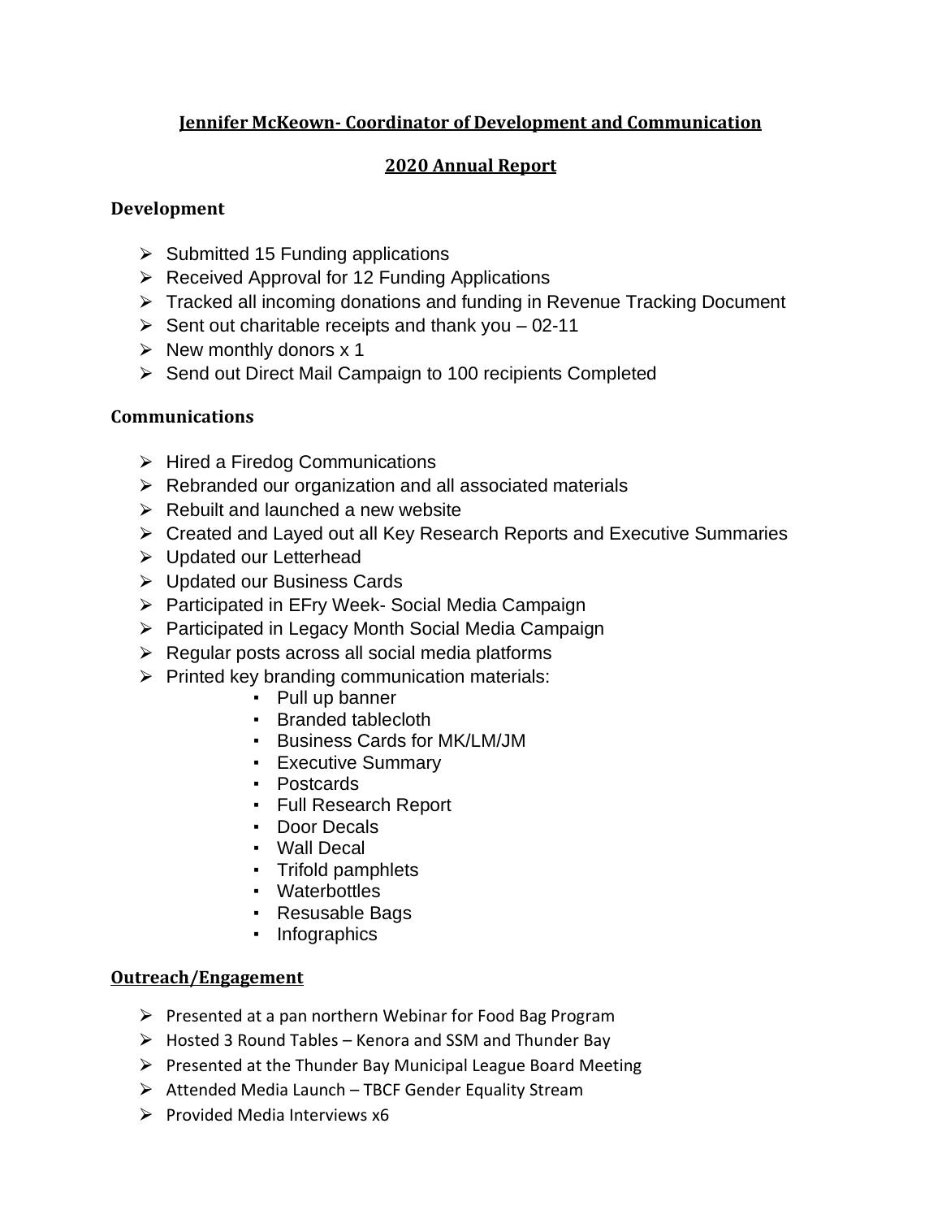## Jennifer McKeown- Coordinator of Development and Communication

## 2020 Annual Report

### Development

- Submitted 15 Funding applications
- Received Approval for 12 Funding Applications
- Tracked all incoming donations and funding in Revenue Tracking Document
- Sent out charitable receipts and thank you – 02-11
- New monthly donors x 1
- Send out Direct Mail Campaign to 100 recipients Completed

### Communications

- Hired a Firedog Communications
- Rebranded our organization and all associated materials
- Rebuilt and launched a new website
- Created and Layed out all Key Research Reports and Executive Summaries
- Updated our Letterhead
- Updated our Business Cards
- Participated in EFry Week- Social Media Campaign
- Participated in Legacy Month Social Media Campaign
- Regular posts across all social media platforms
- Printed key branding communication materials:
  - Pull up banner
  - Branded tablecloth
  - Business Cards for MK/LM/JM
  - Executive Summary
  - Postcards
  - Full Research Report
  - Door Decals
  - Wall Decal
  - Trifold pamphlets
  - Waterbottles
  - Resusable Bags
  - Infographics

### Outreach/Engagement

- Presented at a pan northern Webinar for Food Bag Program
- Hosted 3 Round Tables – Kenora and SSM and Thunder Bay
- Presented at the Thunder Bay Municipal League Board Meeting
- Attended Media Launch – TBCF Gender Equality Stream
- Provided Media Interviews x6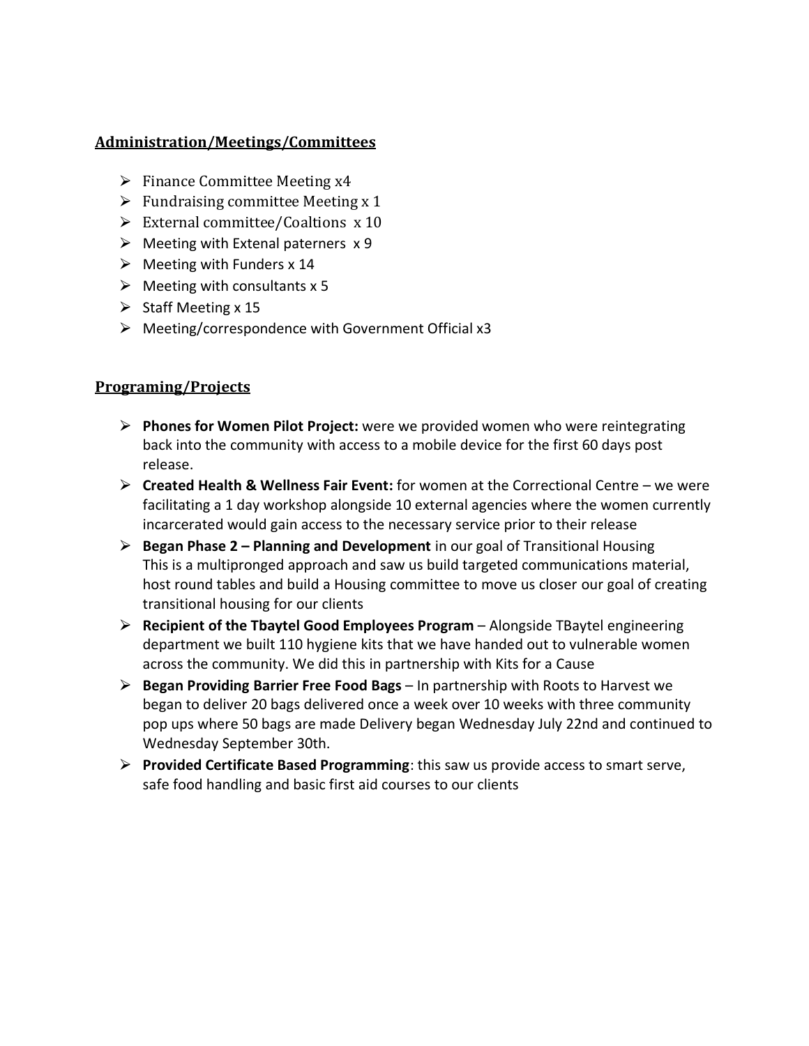## Administration/Meetings/Committees

- Finance Committee Meeting x4
- Fundraising committee Meeting x 1
- External committee/Coaltions x 10
- Meeting with Extenal paterners x 9
- Meeting with Funders x 14
- Meeting with consultants x 5
- Staff Meeting x 15
- Meeting/correspondence with Government Official x3

## Programing/Projects

- **Phones for Women Pilot Project:** were we provided women who were reintegrating back into the community with access to a mobile device for the first 60 days post release.
- **Created Health & Wellness Fair Event:** for women at the Correctional Centre – we were facilitating a 1 day workshop alongside 10 external agencies where the women currently incarcerated would gain access to the necessary service prior to their release
- **Began Phase 2 – Planning and Development** in our goal of Transitional Housing This is a multipronged approach and saw us build targeted communications material, host round tables and build a Housing committee to move us closer our goal of creating transitional housing for our clients
- **Recipient of the Tbaytel Good Employees Program** – Alongside TBaytel engineering department we built 110 hygiene kits that we have handed out to vulnerable women across the community. We did this in partnership with Kits for a Cause
- **Began Providing Barrier Free Food Bags** – In partnership with Roots to Harvest we began to deliver 20 bags delivered once a week over 10 weeks with three community pop ups where 50 bags are made Delivery began Wednesday July 22nd and continued to Wednesday September 30th.
- **Provided Certificate Based Programming**: this saw us provide access to smart serve, safe food handling and basic first aid courses to our clients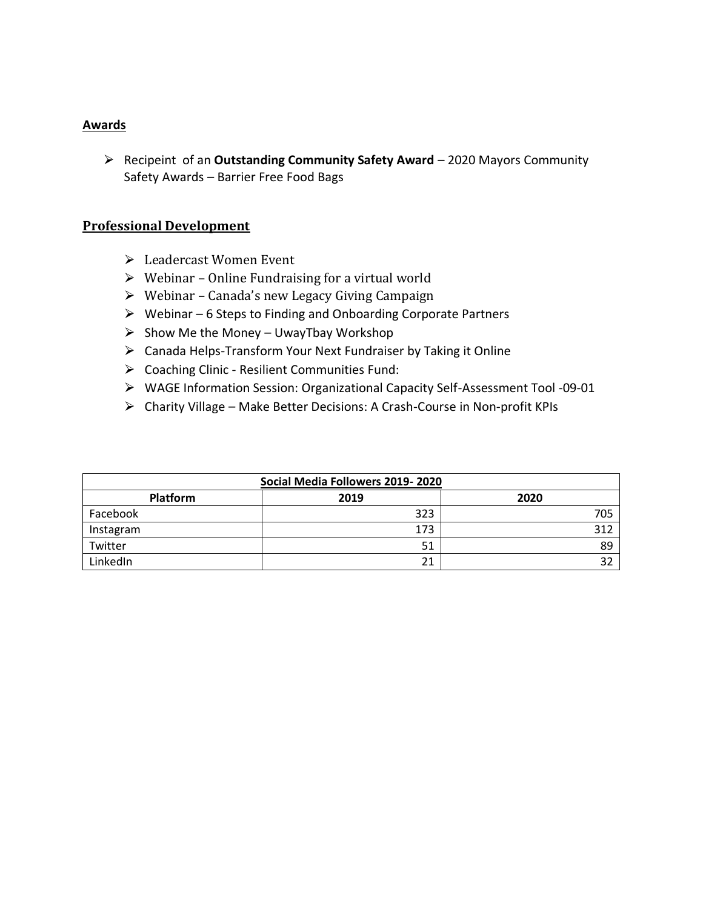## Awards

- Recipeint  of an **Outstanding Community Safety Award** – 2020 Mayors Community Safety Awards – Barrier Free Food Bags

## Professional Development

- Leadercast Women Event
- Webinar – Online Fundraising for a virtual world
- Webinar – Canada's new Legacy Giving Campaign
- Webinar – 6 Steps to Finding and Onboarding Corporate Partners
- Show Me the Money – UwayTbay Workshop
- Canada Helps-Transform Your Next Fundraiser by Taking it Online
- Coaching Clinic - Resilient Communities Fund:
- WAGE Information Session: Organizational Capacity Self-Assessment Tool -09-01
- Charity Village – Make Better Decisions: A Crash-Course in Non-profit KPIs

| Social Media Followers 2019- 2020 | | |
|---|---|---|
| **Platform** | **2019** | **2020** |
| Facebook | 323 | 705 |
| Instagram | 173 | 312 |
| Twitter | 51 | 89 |
| LinkedIn | 21 | 32 |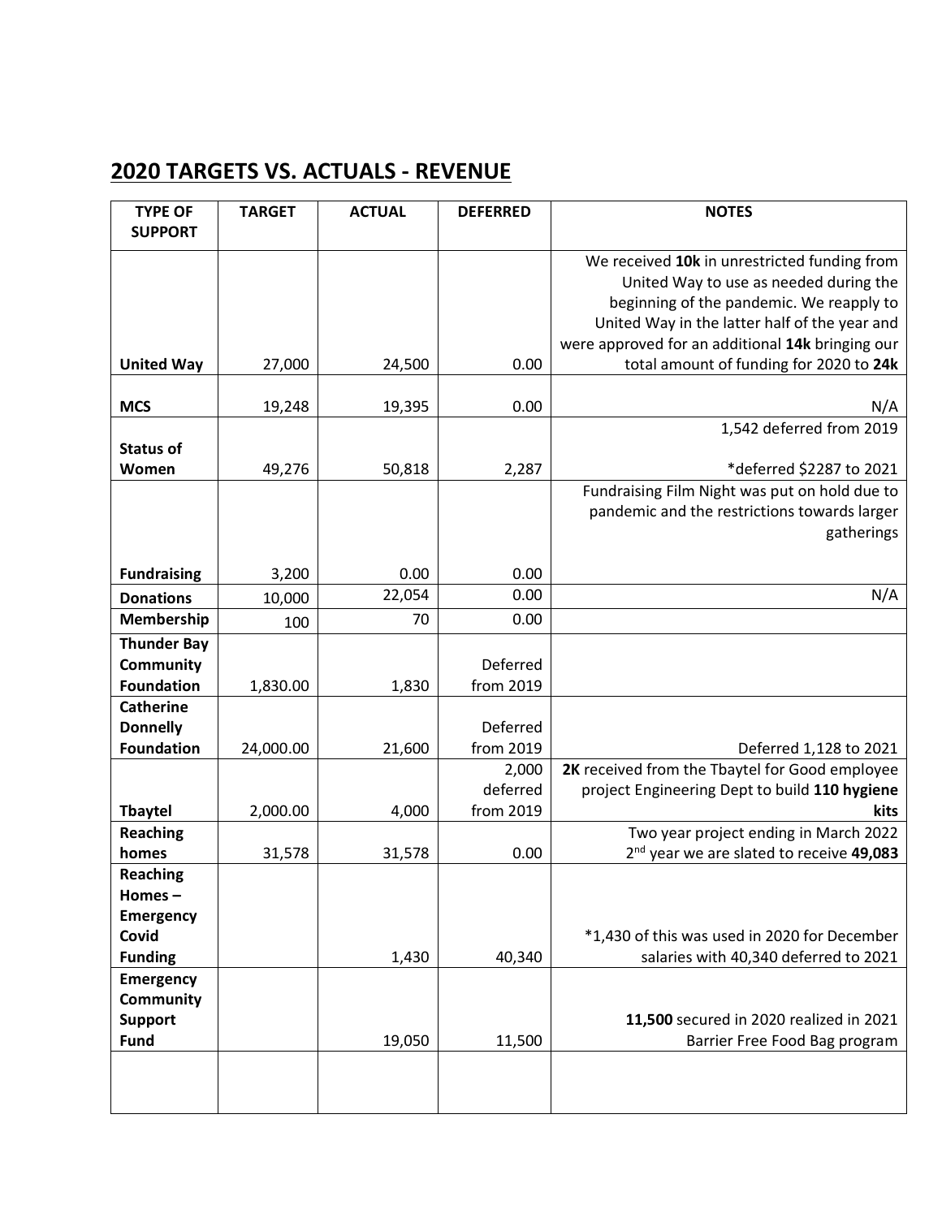## 2020 TARGETS VS. ACTUALS - REVENUE

| TYPE OF SUPPORT | TARGET | ACTUAL | DEFERRED | NOTES |
|---|---|---|---|---|
| **United Way** | 27,000 | 24,500 | 0.00 | We received **10k** in unrestricted funding from United Way to use as needed during the beginning of the pandemic. We reapply to United Way in the latter half of the year and were approved for an additional **14k** bringing our total amount of funding for 2020 to **24k** |
| **MCS** | 19,248 | 19,395 | 0.00 | N/A |
| **Status of Women** | 49,276 | 50,818 | 2,287 | 1,542 deferred from 2019<br>*deferred $2287 to 2021 |
| **Fundraising** | 3,200 | 0.00 | 0.00 | Fundraising Film Night was put on hold due to pandemic and the restrictions towards larger gatherings |
| **Donations** | 10,000 | 22,054 | 0.00 | N/A |
| **Membership** | 100 | 70 | 0.00 | |
| **Thunder Bay Community Foundation** | 1,830.00 | 1,830 | Deferred from 2019 | |
| **Catherine Donnelly Foundation** | 24,000.00 | 21,600 | Deferred from 2019 | Deferred 1,128 to 2021 |
| **Tbaytel** | 2,000.00 | 4,000 | 2,000 deferred from 2019 | **2K** received from the Tbaytel for Good employee project Engineering Dept to build **110 hygiene kits** |
| **Reaching homes** | 31,578 | 31,578 | 0.00 | Two year project ending in March 2022<br>2nd year we are slated to receive **49,083** |
| **Reaching Homes – Emergency Covid Funding** | | 1,430 | 40,340 | *1,430 of this was used in 2020 for December salaries with 40,340 deferred to 2021 |
| **Emergency Community Support Fund** | | 19,050 | 11,500 | **11,500** secured in 2020 realized in 2021 Barrier Free Food Bag program |
| | | | | |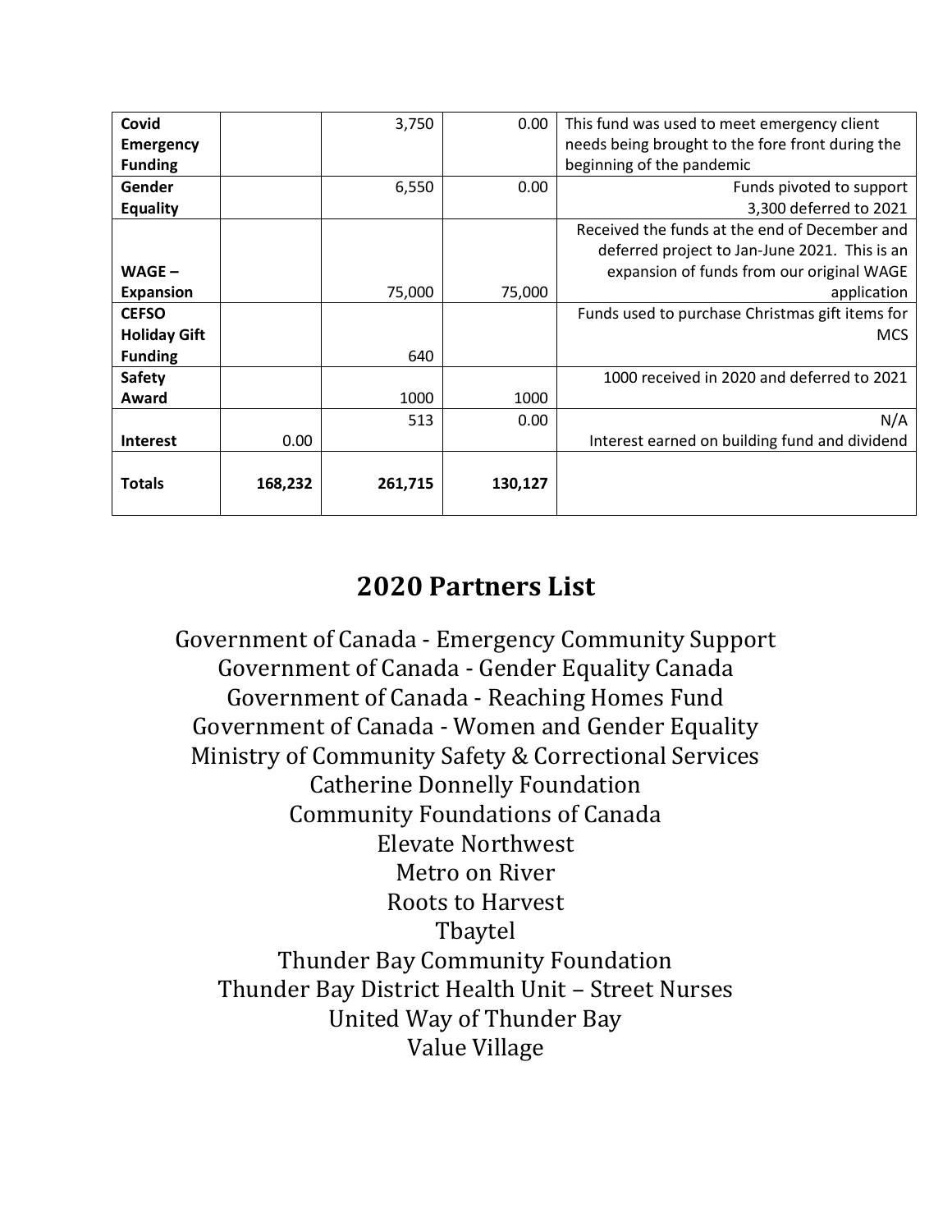| | | | | |
|---|---|---|---|---|
| **Covid Emergency Funding** | | 3,750 | 0.00 | This fund was used to meet emergency client needs being brought to the fore front during the beginning of the pandemic |
| **Gender Equality** | | 6,550 | 0.00 | Funds pivoted to support 3,300 deferred to 2021 |
| **WAGE – Expansion** | | 75,000 | 75,000 | Received the funds at the end of December and deferred project to Jan-June 2021. This is an expansion of funds from our original WAGE application |
| **CEFSO Holiday Gift Funding** | | 640 | | Funds used to purchase Christmas gift items for MCS |
| **Safety Award** | | 1000 | 1000 | 1000 received in 2020 and deferred to 2021 |
| **Interest** | 0.00 | 513 | 0.00 | N/A Interest earned on building fund and dividend |
| **Totals** | **168,232** | **261,715** | **130,127** | |

## 2020 Partners List

Government of Canada - Emergency Community Support
Government of Canada - Gender Equality Canada
Government of Canada - Reaching Homes Fund
Government of Canada - Women and Gender Equality
Ministry of Community Safety & Correctional Services
Catherine Donnelly Foundation
Community Foundations of Canada
Elevate Northwest
Metro on River
Roots to Harvest
Tbaytel
Thunder Bay Community Foundation
Thunder Bay District Health Unit – Street Nurses
United Way of Thunder Bay
Value Village